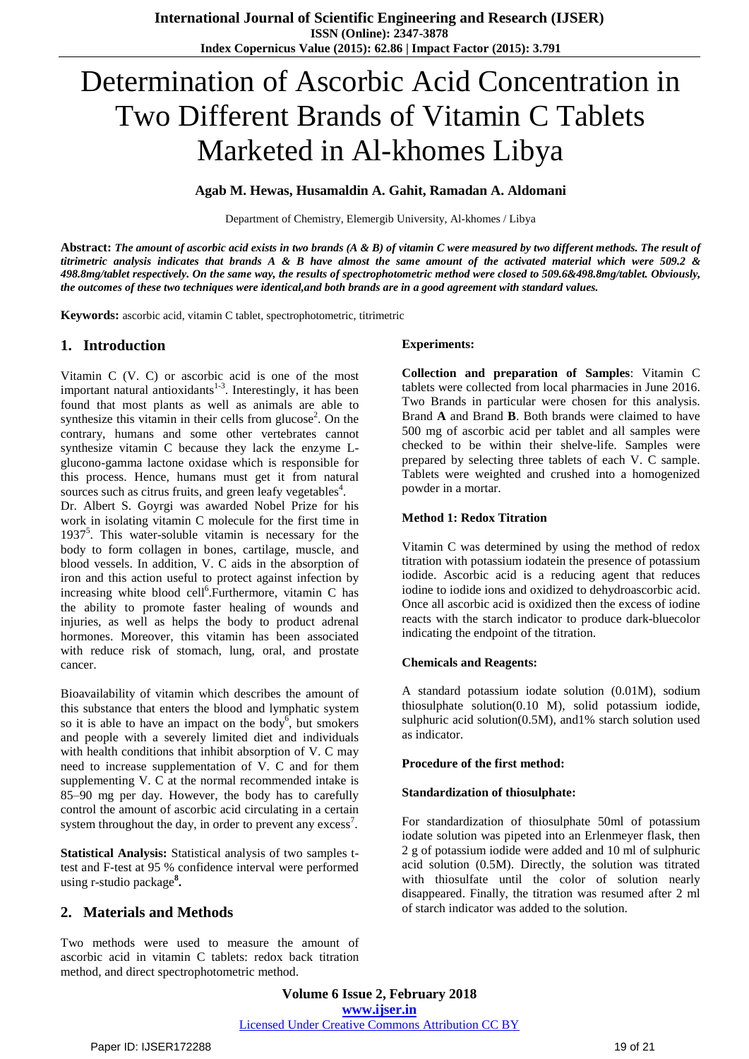# Determination of Ascorbic Acid Concentration in Two Different Brands of Vitamin C Tablets Marketed in Al-khomes Libya

**Agab M. Hewas, Husamaldin A. Gahit, Ramadan A. Aldomani**

Department of Chemistry, Elemergib University, Al-khomes / Libya

**Abstract:** ***The amount of ascorbic acid exists in two brands (A & B) of vitamin C were measured by two different methods. The result of titrimetric analysis indicates that brands A & B have almost the same amount of the activated material which were 509.2 & 498.8mg/tablet respectively. On the same way, the results of spectrophotometric method were closed to 509.6&498.8mg/tablet. Obviously, the outcomes of these two techniques were identical,and both brands are in a good agreement with standard values.***

**Keywords:** ascorbic acid, vitamin C tablet, spectrophotometric, titrimetric

## 1. Introduction

Vitamin C (V. C) or ascorbic acid is one of the most important natural antioxidants[1-3]. Interestingly, it has been found that most plants as well as animals are able to synthesize this vitamin in their cells from glucose[2]. On the contrary, humans and some other vertebrates cannot synthesize vitamin C because they lack the enzyme L-glucono-gamma lactone oxidase which is responsible for this process. Hence, humans must get it from natural sources such as citrus fruits, and green leafy vegetables[4].
Dr. Albert S. Goyrgi was awarded Nobel Prize for his work in isolating vitamin C molecule for the first time in 1937[5]. This water-soluble vitamin is necessary for the body to form collagen in bones, cartilage, muscle, and blood vessels. In addition, V. C aids in the absorption of iron and this action useful to protect against infection by increasing white blood cell[6].Furthermore, vitamin C has the ability to promote faster healing of wounds and injuries, as well as helps the body to product adrenal hormones. Moreover, this vitamin has been associated with reduce risk of stomach, lung, oral, and prostate cancer.

Bioavailability of vitamin which describes the amount of this substance that enters the blood and lymphatic system so it is able to have an impact on the body[6], but smokers and people with a severely limited diet and individuals with health conditions that inhibit absorption of V. C may need to increase supplementation of V. C and for them supplementing V. C at the normal recommended intake is 85–90 mg per day. However, the body has to carefully control the amount of ascorbic acid circulating in a certain system throughout the day, in order to prevent any excess[7].

**Statistical Analysis:** Statistical analysis of two samples t-test and F-test at 95 % confidence interval were performed using r-studio package[8].

## 2. Materials and Methods

Two methods were used to measure the amount of ascorbic acid in vitamin C tablets: redox back titration method, and direct spectrophotometric method.

**Experiments:**

**Collection and preparation of Samples**: Vitamin C tablets were collected from local pharmacies in June 2016. Two Brands in particular were chosen for this analysis. Brand **A** and Brand **B**. Both brands were claimed to have 500 mg of ascorbic acid per tablet and all samples were checked to be within their shelve-life. Samples were prepared by selecting three tablets of each V. C sample. Tablets were weighted and crushed into a homogenized powder in a mortar.

**Method 1: Redox Titration**

Vitamin C was determined by using the method of redox titration with potassium iodatein the presence of potassium iodide. Ascorbic acid is a reducing agent that reduces iodine to iodide ions and oxidized to dehydroascorbic acid. Once all ascorbic acid is oxidized then the excess of iodine reacts with the starch indicator to produce dark-bluecolor indicating the endpoint of the titration.

**Chemicals and Reagents:**

A standard potassium iodate solution (0.01M), sodium thiosulphate solution(0.10 M), solid potassium iodide, sulphuric acid solution(0.5M), and1% starch solution used as indicator.

**Procedure of the first method:**

**Standardization of thiosulphate:**

For standardization of thiosulphate 50ml of potassium iodate solution was pipeted into an Erlenmeyer flask, then 2 g of potassium iodide were added and 10 ml of sulphuric acid solution (0.5M). Directly, the solution was titrated with thiosulfate until the color of solution nearly disappeared. Finally, the titration was resumed after 2 ml of starch indicator was added to the solution.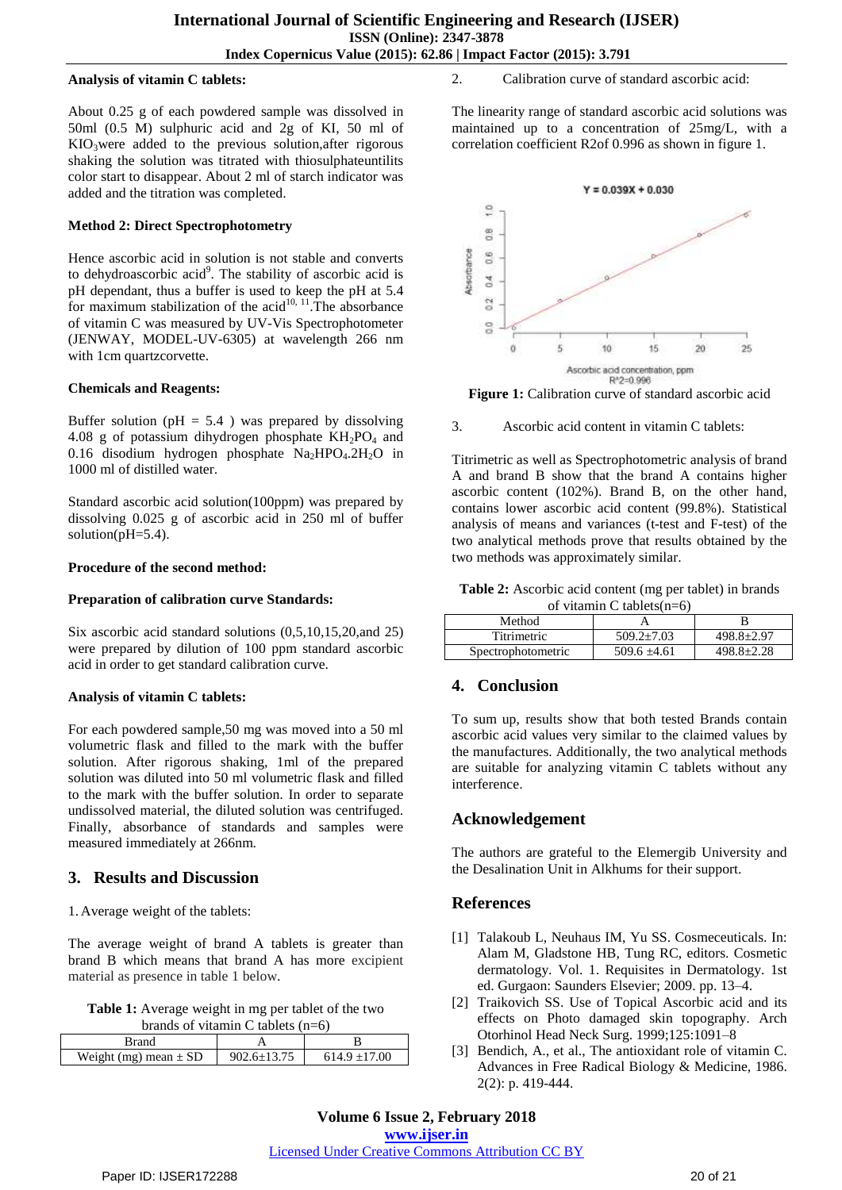**Analysis of vitamin C tablets:**

About 0.25 g of each powdered sample was dissolved in 50ml (0.5 M) sulphuric acid and 2g of KI, 50 ml of $KIO_3$were added to the previous solution,after rigorous shaking the solution was titrated with thiosulphateuntilits color start to disappear. About 2 ml of starch indicator was added and the titration was completed.

**Method 2: Direct Spectrophotometry**

Hence ascorbic acid in solution is not stable and converts to dehydroascorbic acid[9]. The stability of ascorbic acid is pH dependant, thus a buffer is used to keep the pH at 5.4 for maximum stabilization of the acid[10, 11].The absorbance of vitamin C was measured by UV-Vis Spectrophotometer (JENWAY, MODEL-UV-6305) at wavelength 266 nm with 1cm quartzcorvette.

**Chemicals and Reagents:**

Buffer solution (pH = 5.4 ) was prepared by dissolving 4.08 g of potassium dihydrogen phosphate $KH_2PO_4$ and 0.16 disodium hydrogen phosphate $Na_2HPO_4.2H_2O$ in 1000 ml of distilled water.

Standard ascorbic acid solution(100ppm) was prepared by dissolving 0.025 g of ascorbic acid in 250 ml of buffer solution(pH=5.4).

**Procedure of the second method:**

**Preparation of calibration curve Standards:**

Six ascorbic acid standard solutions (0,5,10,15,20,and 25) were prepared by dilution of 100 ppm standard ascorbic acid in order to get standard calibration curve.

**Analysis of vitamin C tablets:**

For each powdered sample,50 mg was moved into a 50 ml volumetric flask and filled to the mark with the buffer solution. After rigorous shaking, 1ml of the prepared solution was diluted into 50 ml volumetric flask and filled to the mark with the buffer solution. In order to separate undissolved material, the diluted solution was centrifuged. Finally, absorbance of standards and samples were measured immediately at 266nm.

## 3. Results and Discussion

1. Average weight of the tablets:

The average weight of brand A tablets is greater than brand B which means that brand A has more excipient material as presence in table 1 below.

**Table 1:** Average weight in mg per tablet of the two brands of vitamin C tablets (n=6)

| Brand | A | B |
|---|---|---|
| Weight (mg) mean ± SD | 902.6±13.75 | 614.9 ±17.00 |

2. Calibration curve of standard ascorbic acid:

The linearity range of standard ascorbic acid solutions was maintained up to a concentration of 25mg/L, with a correlation coefficient R2of 0.996 as shown in figure 1.

$$Y = 0.039X + 0.030$$

$R^2=0.996$

**Figure 1:** Calibration curve of standard ascorbic acid

3. Ascorbic acid content in vitamin C tablets:

Titrimetric as well as Spectrophotometric analysis of brand A and brand B show that the brand A contains higher ascorbic content (102%). Brand B, on the other hand, contains lower ascorbic acid content (99.8%). Statistical analysis of means and variances (t-test and F-test) of the two analytical methods prove that results obtained by the two methods was approximately similar.

**Table 2:** Ascorbic acid content (mg per tablet) in brands of vitamin C tablets(n=6)

| Method | A | B |
|---|---|---|
| Titrimetric | 509.2±7.03 | 498.8±2.97 |
| Spectrophotometric | 509.6 ±4.61 | 498.8±2.28 |

## 4. Conclusion

To sum up, results show that both tested Brands contain ascorbic acid values very similar to the claimed values by the manufactures. Additionally, the two analytical methods are suitable for analyzing vitamin C tablets without any interference.

## Acknowledgement

The authors are grateful to the Elemergib University and the Desalination Unit in Alkhums for their support.

## References

[1] Talakoub L, Neuhaus IM, Yu SS. Cosmeceuticals. In: Alam M, Gladstone HB, Tung RC, editors. Cosmetic dermatology. Vol. 1. Requisites in Dermatology. 1st ed. Gurgaon: Saunders Elsevier; 2009. pp. 13–4.

[2] Traikovich SS. Use of Topical Ascorbic acid and its effects on Photo damaged skin topography. Arch Otorhinol Head Neck Surg. 1999;125:1091–8

[3] Bendich, A., et al., The antioxidant role of vitamin C. Advances in Free Radical Biology & Medicine, 1986. 2(2): p. 419-444.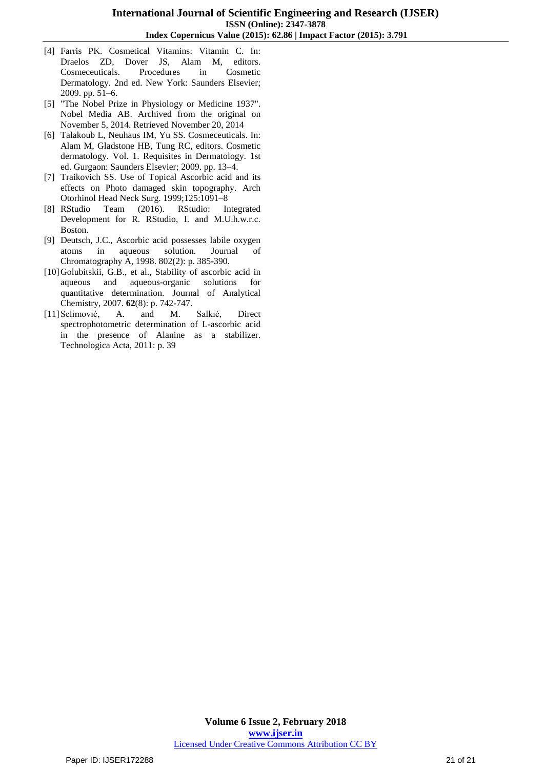[4] Farris PK. Cosmetical Vitamins: Vitamin C. In: Draelos ZD, Dover JS, Alam M, editors. Cosmeceuticals. Procedures in Cosmetic Dermatology. 2nd ed. New York: Saunders Elsevier; 2009. pp. 51–6.

[5] "The Nobel Prize in Physiology or Medicine 1937". Nobel Media AB. Archived from the original on November 5, 2014. Retrieved November 20, 2014

[6] Talakoub L, Neuhaus IM, Yu SS. Cosmeceuticals. In: Alam M, Gladstone HB, Tung RC, editors. Cosmetic dermatology. Vol. 1. Requisites in Dermatology. 1st ed. Gurgaon: Saunders Elsevier; 2009. pp. 13–4.

[7] Traikovich SS. Use of Topical Ascorbic acid and its effects on Photo damaged skin topography. Arch Otorhinol Head Neck Surg. 1999;125:1091–8

[8] RStudio Team (2016). RStudio: Integrated Development for R. RStudio, I. and M.U.h.w.r.c. Boston.

[9] Deutsch, J.C., Ascorbic acid possesses labile oxygen atoms in aqueous solution. Journal of Chromatography A, 1998. 802(2): p. 385-390.

[10] Golubitskii, G.B., et al., Stability of ascorbic acid in aqueous and aqueous-organic solutions for quantitative determination. Journal of Analytical Chemistry, 2007. **62**(8): p. 742-747.

[11] Selimović, A. and M. Salkić, Direct spectrophotometric determination of L-ascorbic acid in the presence of Alanine as a stabilizer. Technologica Acta, 2011: p. 39